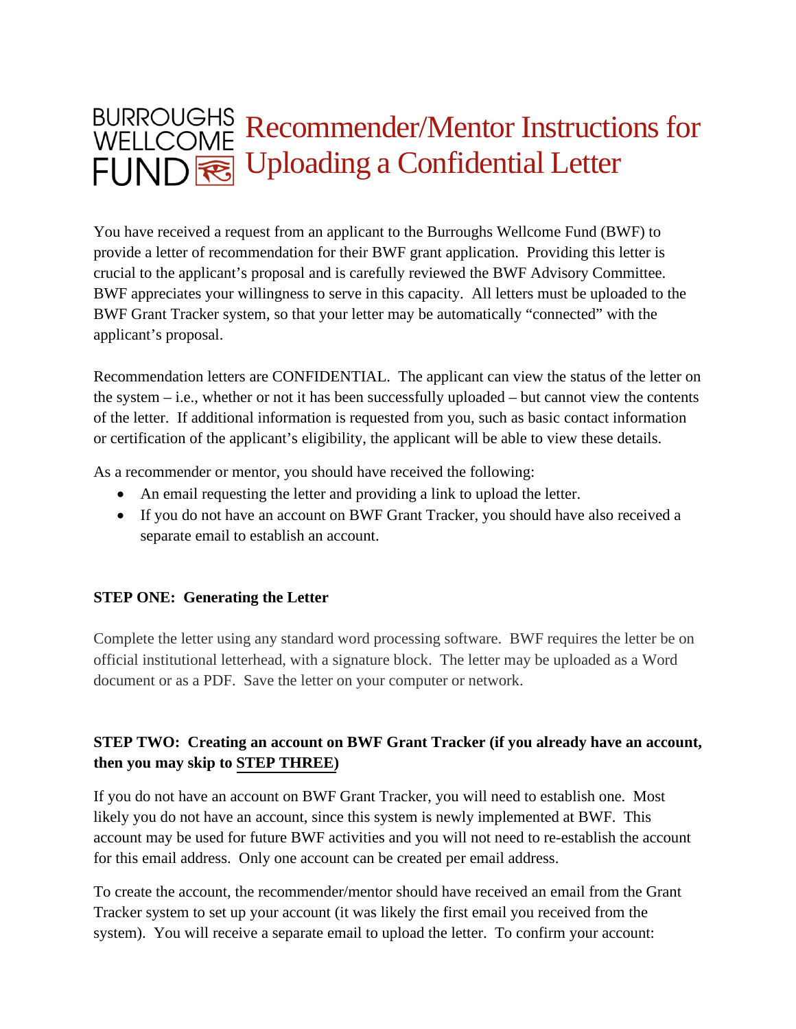# BURROUGHS WELLCOME FUND Recommender/Mentor Instructions for Uploading a Confidential Letter

You have received a request from an applicant to the Burroughs Wellcome Fund (BWF) to provide a letter of recommendation for their BWF grant application. Providing this letter is crucial to the applicant's proposal and is carefully reviewed the BWF Advisory Committee. BWF appreciates your willingness to serve in this capacity. All letters must be uploaded to the BWF Grant Tracker system, so that your letter may be automatically "connected" with the applicant's proposal.

Recommendation letters are CONFIDENTIAL. The applicant can view the status of the letter on the system – i.e., whether or not it has been successfully uploaded – but cannot view the contents of the letter. If additional information is requested from you, such as basic contact information or certification of the applicant's eligibility, the applicant will be able to view these details.

As a recommender or mentor, you should have received the following:

- An email requesting the letter and providing a link to upload the letter.
- If you do not have an account on BWF Grant Tracker, you should have also received a separate email to establish an account.

**STEP ONE: Generating the Letter**

Complete the letter using any standard word processing software. BWF requires the letter be on official institutional letterhead, with a signature block. The letter may be uploaded as a Word document or as a PDF. Save the letter on your computer or network.

**STEP TWO: Creating an account on BWF Grant Tracker (if you already have an account, then you may skip to STEP THREE)**

If you do not have an account on BWF Grant Tracker, you will need to establish one. Most likely you do not have an account, since this system is newly implemented at BWF. This account may be used for future BWF activities and you will not need to re-establish the account for this email address. Only one account can be created per email address.

To create the account, the recommender/mentor should have received an email from the Grant Tracker system to set up your account (it was likely the first email you received from the system). You will receive a separate email to upload the letter. To confirm your account: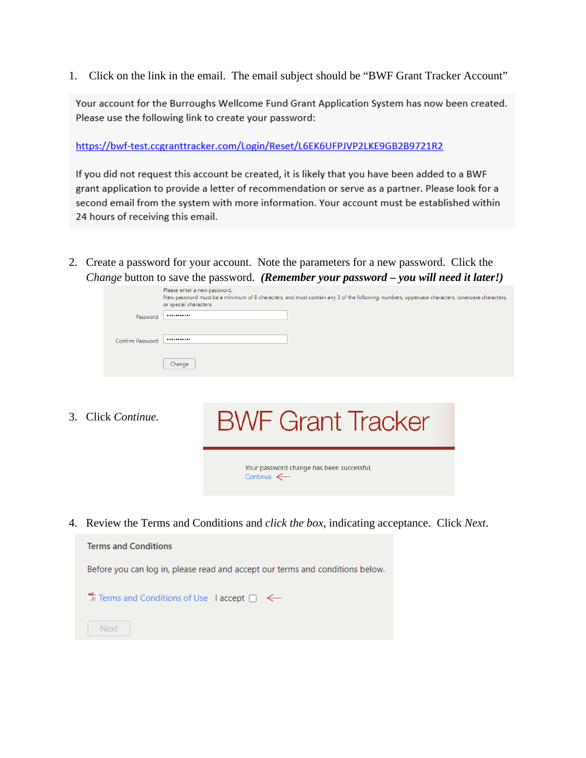1. Click on the link in the email. The email subject should be "BWF Grant Tracker Account"

> Your account for the Burroughs Wellcome Fund Grant Application System has now been created. Please use the following link to create your password:
>
> https://bwf-test.ccgranttracker.com/Login/Reset/L6EK6UFPJVP2LKE9GB2B9721R2
>
> If you did not request this account be created, it is likely that you have been added to a BWF grant application to provide a letter of recommendation or serve as a partner. Please look for a second email from the system with more information. Your account must be established within 24 hours of receiving this email.

2. Create a password for your account. Note the parameters for a new password. Click the *Change* button to save the password. ***(Remember your password – you will need it later!)***

> Please enter a new password.
> New password must be a minimum of 8 characters, and must contain any 3 of the following: numbers, uppercase characters, lowercase characters, or special characters.
>
> Password ••••••••••••
>
> Confirm Password ••••••••••••
>
> Change

3. Click *Continue.*

> BWF Grant Tracker
>
> Your password change has been successful.
> Continue

4. Review the Terms and Conditions and *click the box*, indicating acceptance. Click *Next*.

> Terms and Conditions
>
> Before you can log in, please read and accept our terms and conditions below.
>
> Terms and Conditions of Use I accept ☐
>
> Next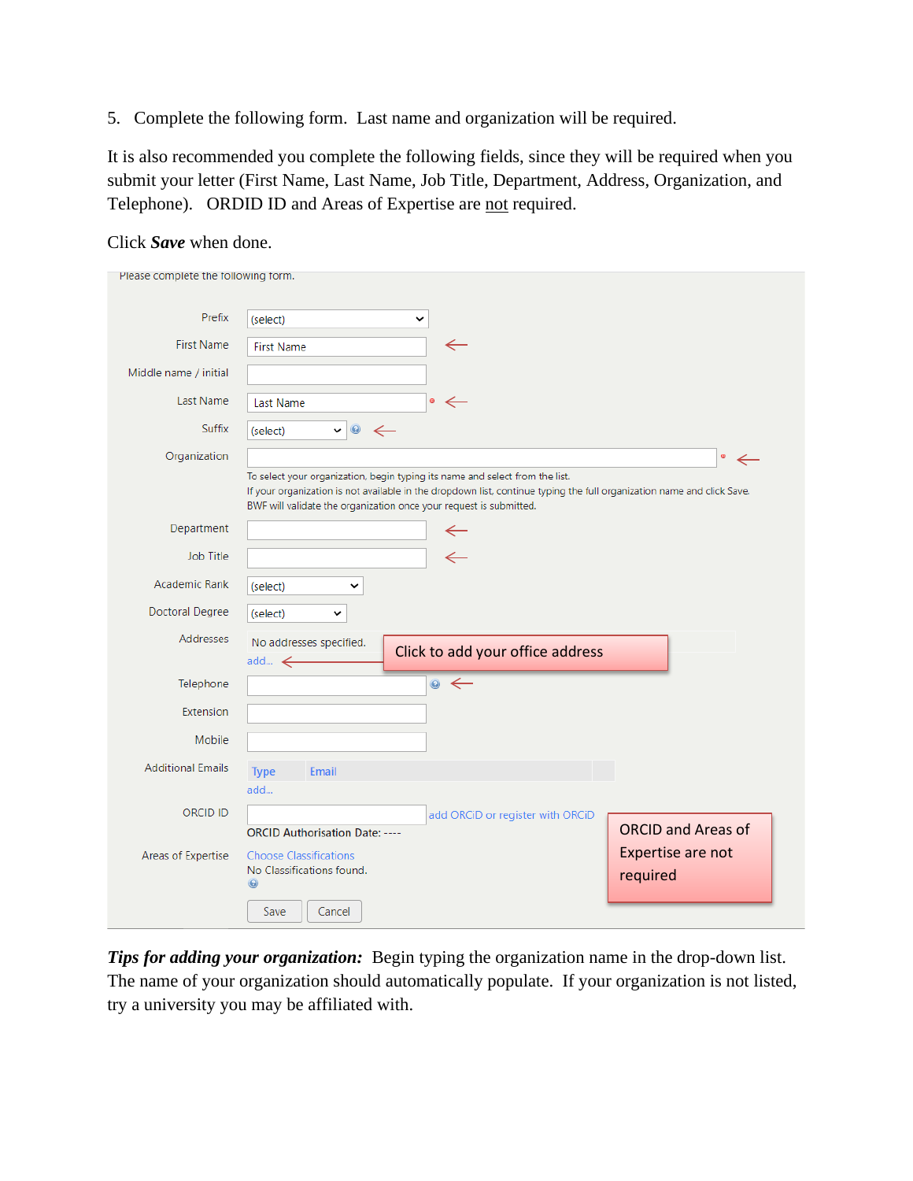5. Complete the following form. Last name and organization will be required.

It is also recommended you complete the following fields, since they will be required when you submit your letter (First Name, Last Name, Job Title, Department, Address, Organization, and Telephone). ORDID ID and Areas of Expertise are not required.

Click ***Save*** when done.

Please complete the following form.

| Field | Entry |
| --- | --- |
| Prefix | (select) |
| First Name | First Name |
| Middle name / initial | |
| Last Name | Last Name |
| Suffix | (select) |
| Organization | |
| Department | |
| Job Title | |
| Academic Rank | (select) |
| Doctoral Degree | (select) |
| Addresses | No addresses specified. add... |
| Telephone | |
| Extension | |
| Mobile | |
| Additional Emails | Type / Email — add... |
| ORCID ID | add ORCiD or register with ORCiD — ORCID Authorisation Date: ---- |
| Areas of Expertise | Choose Classifications — No Classifications found. |

To select your organization, begin typing its name and select from the list.
If your organization is not available in the dropdown list, continue typing the full organization name and click Save.
BWF will validate the organization once your request is submitted.

Click to add your office address

ORCID and Areas of Expertise are not required

Save Cancel

***Tips for adding your organization:*** Begin typing the organization name in the drop-down list. The name of your organization should automatically populate. If your organization is not listed, try a university you may be affiliated with.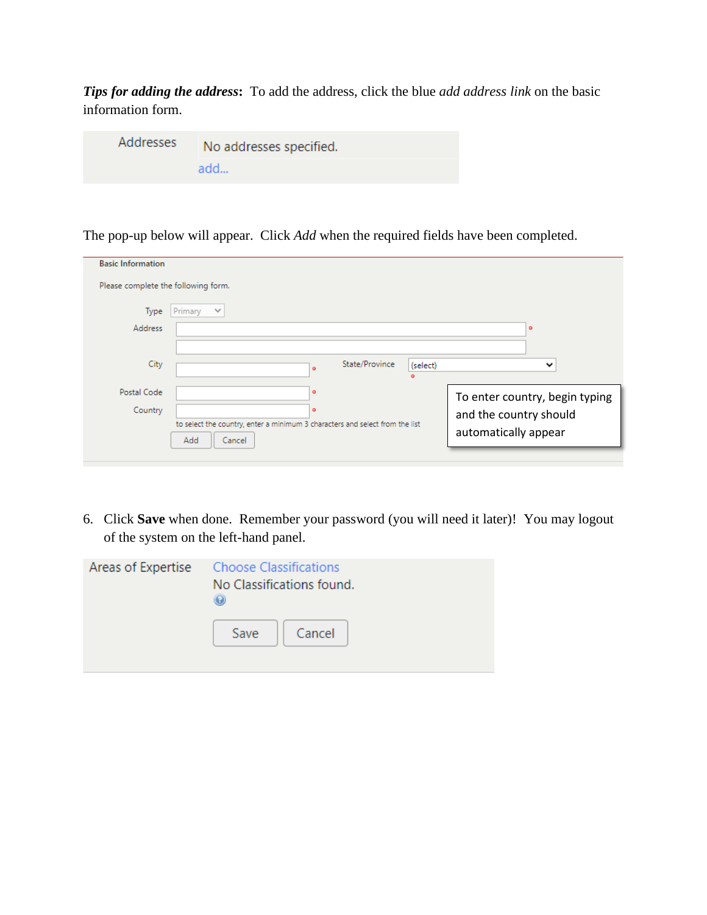***Tips for adding the address*:** To add the address, click the blue *add address link* on the basic information form.

Addresses — No addresses specified.
add...

The pop-up below will appear. Click *Add* when the required fields have been completed.

Basic Information

Please complete the following form.

Type: Primary
Address
City
State/Province: (select)
Postal Code
Country

to select the country, enter a minimum 3 characters and select from the list

Add | Cancel

To enter country, begin typing and the country should automatically appear

6. Click **Save** when done. Remember your password (you will need it later)! You may logout of the system on the left-hand panel.

Areas of Expertise — Choose Classifications
No Classifications found.

Save | Cancel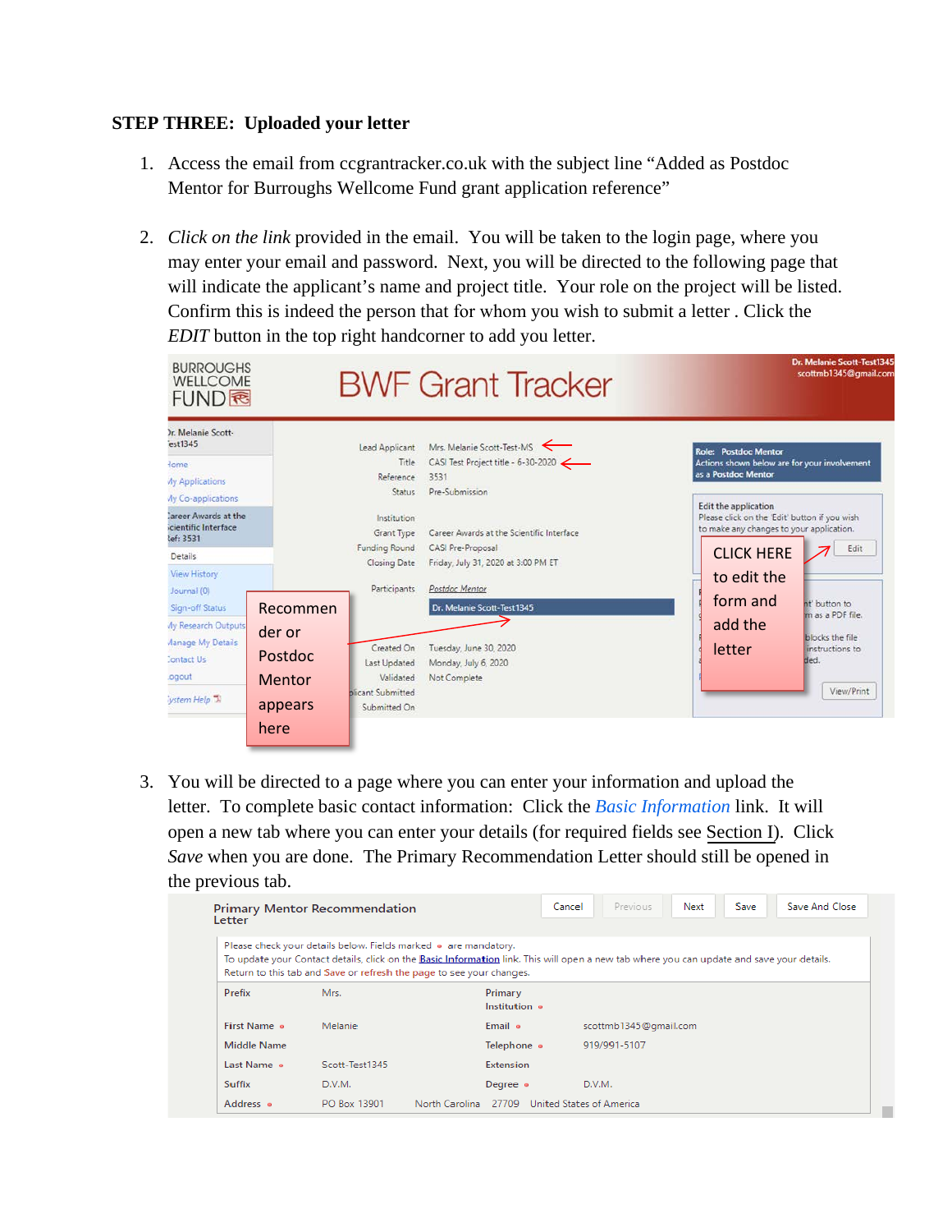**STEP THREE: Uploaded your letter**

1. Access the email from ccgrantracker.co.uk with the subject line "Added as Postdoc Mentor for Burroughs Wellcome Fund grant application reference"

2. *Click on the link* provided in the email. You will be taken to the login page, where you may enter your email and password. Next, you will be directed to the following page that will indicate the applicant's name and project title. Your role on the project will be listed. Confirm this is indeed the person that for whom you wish to submit a letter . Click the *EDIT* button in the top right handcorner to add you letter.

3. You will be directed to a page where you can enter your information and upload the letter. To complete basic contact information: Click the *Basic Information* link. It will open a new tab where you can enter your details (for required fields see Section I). Click *Save* when you are done. The Primary Recommendation Letter should still be opened in the previous tab.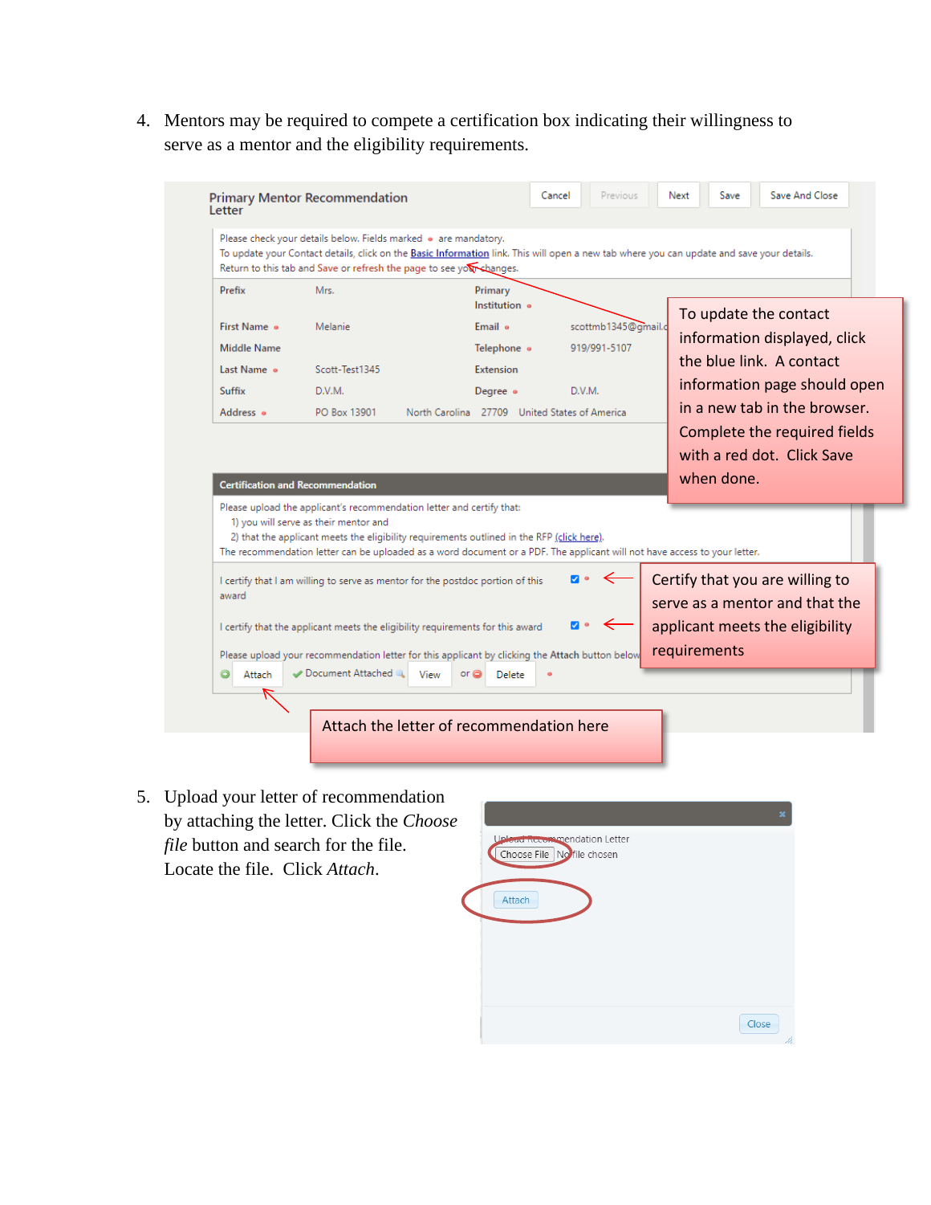4. Mentors may be required to compete a certification box indicating their willingness to serve as a mentor and the eligibility requirements.

**Primary Mentor Recommendation Letter**

Cancel | Previous | Next | Save | Save And Close

Please check your details below. Fields marked • are mandatory.
To update your Contact details, click on the Basic Information link. This will open a new tab where you can update and save your details.
Return to this tab and Save or refresh the page to see your changes.

| | | | |
|---|---|---|---|
| Prefix | Mrs. | Primary Institution • | |
| First Name • | Melanie | Email • | scottmb1345@gmail.c |
| Middle Name | | Telephone • | 919/991-5107 |
| Last Name • | Scott-Test1345 | Extension | |
| Suffix | D.V.M. | Degree • | D.V.M. |
| Address • | PO Box 13901 North Carolina 27709 United States of America | | |

> To update the contact information displayed, click the blue link. A contact information page should open in a new tab in the browser. Complete the required fields with a red dot. Click Save when done.

**Certification and Recommendation**

Please upload the applicant's recommendation letter and certify that:
1) you will serve as their mentor and
2) that the applicant meets the eligibility requirements outlined in the RFP (click here).
The recommendation letter can be uploaded as a word document or a PDF. The applicant will not have access to your letter.

I certify that I am willing to serve as mentor for the postdoc portion of this award ☑ •

I certify that the applicant meets the eligibility requirements for this award ☑ •

> Certify that you are willing to serve as a mentor and that the applicant meets the eligibility requirements

Please upload your recommendation letter for this applicant by clicking the Attach button below
Attach ✔ Document Attached View or Delete •

> Attach the letter of recommendation here

5. Upload your letter of recommendation by attaching the letter. Click the *Choose file* button and search for the file. Locate the file. Click *Attach*.

Upload Recommendation Letter
Choose File No file chosen
Attach
Close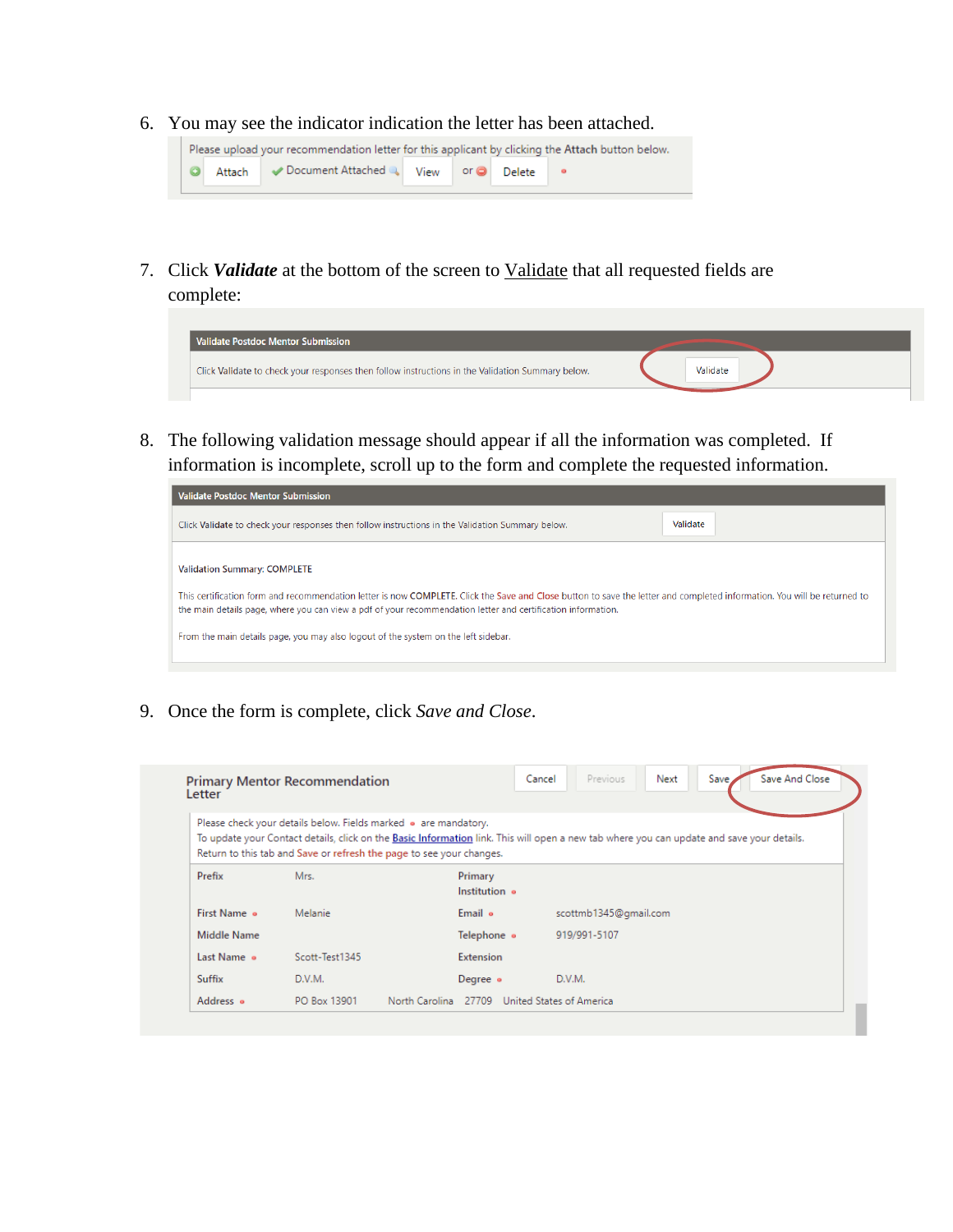6. You may see the indicator indication the letter has been attached.

   Please upload your recommendation letter for this applicant by clicking the **Attach** button below.

   Attach  ✔ Document Attached  View  or  Delete

7. Click ***Validate*** at the bottom of the screen to Validate that all requested fields are complete:

   **Validate Postdoc Mentor Submission**

   Click Validate to check your responses then follow instructions in the Validation Summary below.  Validate

8. The following validation message should appear if all the information was completed. If information is incomplete, scroll up to the form and complete the requested information.

   **Validate Postdoc Mentor Submission**

   Click **Validate** to check your responses then follow instructions in the Validation Summary below.  Validate

   Validation Summary: COMPLETE

   This certification form and recommendation letter is now COMPLETE. Click the Save and Close button to save the letter and completed information. You will be returned to the main details page, where you can view a pdf of your recommendation letter and certification information.

   From the main details page, you may also logout of the system on the left sidebar.

9. Once the form is complete, click *Save and Close*.

   **Primary Mentor Recommendation Letter**  Cancel  Previous  Next  Save  Save And Close

   Please check your details below. Fields marked are mandatory.
   To update your Contact details, click on the Basic Information link. This will open a new tab where you can update and save your details.
   Return to this tab and Save or refresh the page to see your changes.

| | | | |
|---|---|---|---|
| Prefix | Mrs. | Primary Institution | |
| First Name | Melanie | Email | scottmb1345@gmail.com |
| Middle Name | | Telephone | 919/991-5107 |
| Last Name | Scott-Test1345 | Extension | |
| Suffix | D.V.M. | Degree | D.V.M. |
| Address | PO Box 13901 North Carolina 27709 United States of America | | |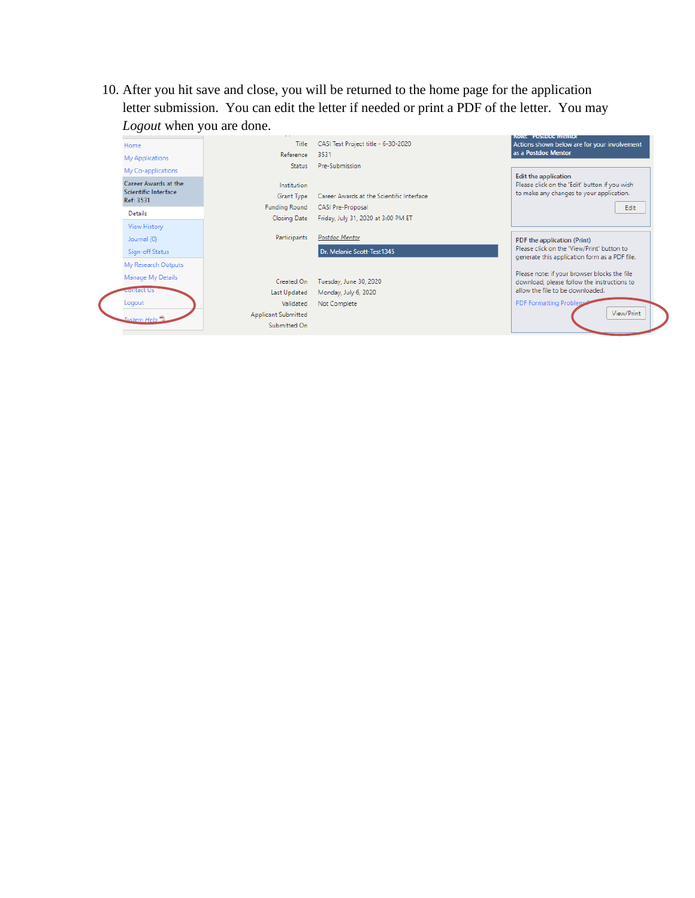10. After you hit save and close, you will be returned to the home page for the application letter submission. You can edit the letter if needed or print a PDF of the letter. You may *Logout* when you are done.

Home
My Applications
My Co-applications
Career Awards at the Scientific Interface
Ref: 3531
Details
View History
Journal (0)
Sign-off Status
My Research Outputs
Manage My Details
Contact Us
Logout
System Help

| | |
|---|---|
| Title | CASI Test Project title - 6-30-2020 |
| Reference | 3531 |
| Status | Pre-Submission |
| Institution | |
| Grant Type | Career Awards at the Scientific Interface |
| Funding Round | CASI Pre-Proposal |
| Closing Date | Friday, July 31, 2020 at 3:00 PM ET |
| Participants | Postdoc Mentor |
| | Dr. Melanie Scott-Test1345 |
| Created On | Tuesday, June 30, 2020 |
| Last Updated | Monday, July 6, 2020 |
| Validated | Not Complete |
| Applicant Submitted | |
| Submitted On | |

Role: Postdoc Mentor
Actions shown below are for your involvement as a Postdoc Mentor

Edit the application
Please click on the 'Edit' button if you wish to make any changes to your application.
Edit

PDF the application (Print)
Please click on the 'View/Print' button to generate this application form as a PDF file.

Please note: if your browser blocks the file download, please follow the instructions to allow the file to be downloaded.
PDF Formatting Problems?
View/Print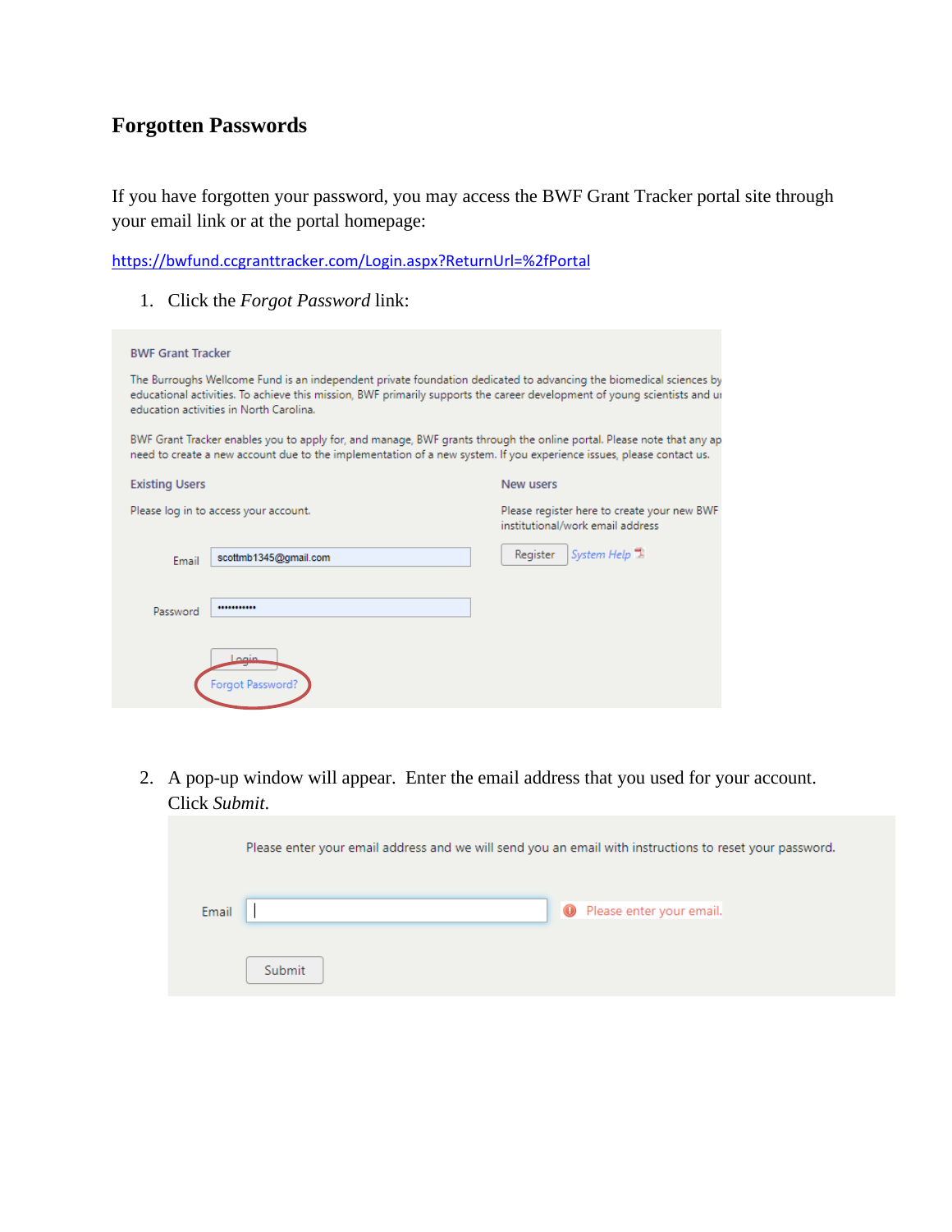## Forgotten Passwords

If you have forgotten your password, you may access the BWF Grant Tracker portal site through your email link or at the portal homepage:

https://bwfund.ccgranttracker.com/Login.aspx?ReturnUrl=%2fPortal

1. Click the *Forgot Password* link:

BWF Grant Tracker

The Burroughs Wellcome Fund is an independent private foundation dedicated to advancing the biomedical sciences by educational activities. To achieve this mission, BWF primarily supports the career development of young scientists and u education activities in North Carolina.

BWF Grant Tracker enables you to apply for, and manage, BWF grants through the online portal. Please note that any ap need to create a new account due to the implementation of a new system. If you experience issues, please contact us.

Existing Users

Please log in to access your account.

Email scottmb1345@gmail.com

Password ••••••••••••

Login

Forgot Password?

New users

Please register here to create your new BWF institutional/work email address

Register System Help

2. A pop-up window will appear. Enter the email address that you used for your account. Click *Submit*.

Please enter your email address and we will send you an email with instructions to reset your password.

Email Please enter your email.

Submit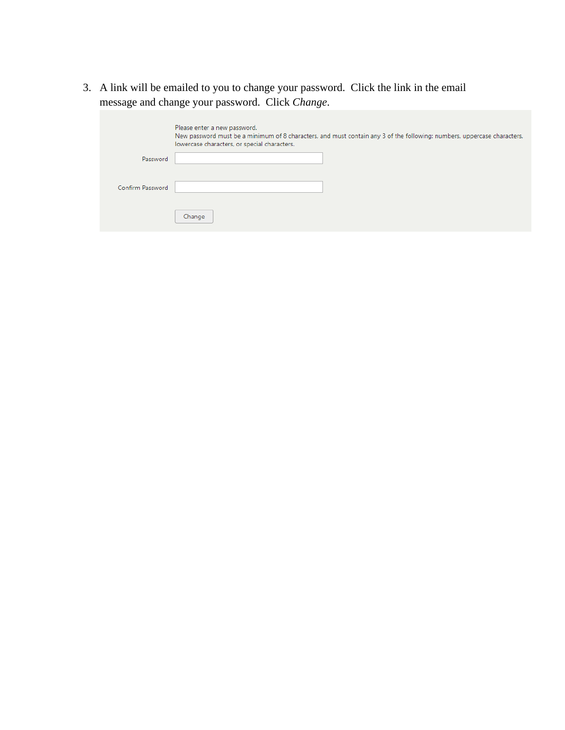3. A link will be emailed to you to change your password. Click the link in the email message and change your password. Click *Change*.

Please enter a new password.
New password must be a minimum of 8 characters, and must contain any 3 of the following: numbers, uppercase characters, lowercase characters, or special characters.

Password

Confirm Password

Change